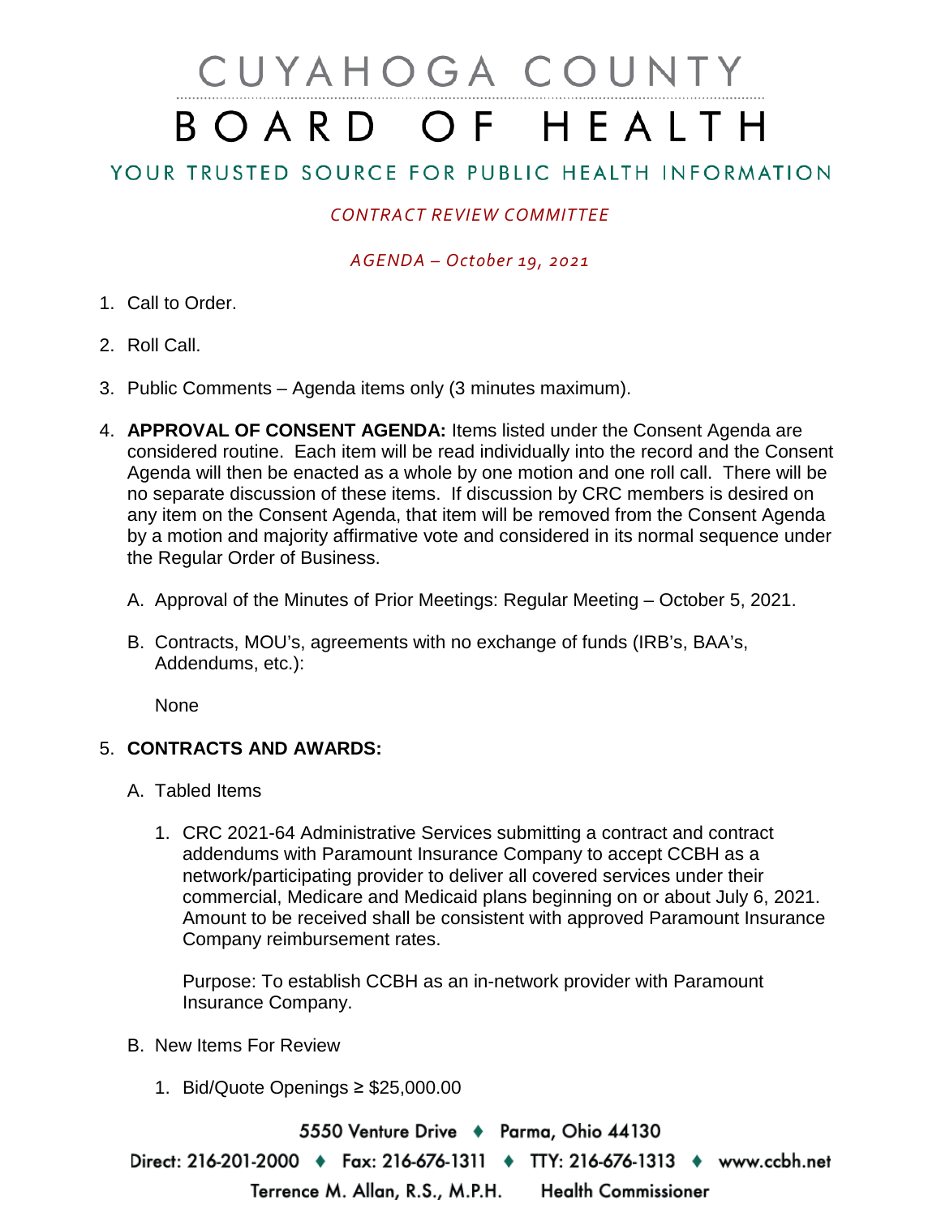# CUYAHOGA COUNTY BOARD OF HEALTH

## YOUR TRUSTED SOURCE FOR PUBLIC HEALTH INFORMATION

*CONTRACT REVIEW COMMITTEE*

*AGENDA – October 19, 2021*

1. Call to Order.

2. Roll Call.

3. Public Comments – Agenda items only (3 minutes maximum).

4. **APPROVAL OF CONSENT AGENDA:** Items listed under the Consent Agenda are considered routine. Each item will be read individually into the record and the Consent Agenda will then be enacted as a whole by one motion and one roll call. There will be no separate discussion of these items. If discussion by CRC members is desired on any item on the Consent Agenda, that item will be removed from the Consent Agenda by a motion and majority affirmative vote and considered in its normal sequence under the Regular Order of Business.

   A. Approval of the Minutes of Prior Meetings: Regular Meeting – October 5, 2021.

   B. Contracts, MOU's, agreements with no exchange of funds (IRB's, BAA's, Addendums, etc.):

      None

5. **CONTRACTS AND AWARDS:**

   A. Tabled Items

      1. CRC 2021-64 Administrative Services submitting a contract and contract addendums with Paramount Insurance Company to accept CCBH as a network/participating provider to deliver all covered services under their commercial, Medicare and Medicaid plans beginning on or about July 6, 2021. Amount to be received shall be consistent with approved Paramount Insurance Company reimbursement rates.

         Purpose: To establish CCBH as an in-network provider with Paramount Insurance Company.

   B. New Items For Review

      1. Bid/Quote Openings ≥ $25,000.00

5550 Venture Drive ♦ Parma, Ohio 44130

Direct: 216-201-2000 ♦ Fax: 216-676-1311 ♦ TTY: 216-676-1313 ♦ www.ccbh.net

Terrence M. Allan, R.S., M.P.H. Health Commissioner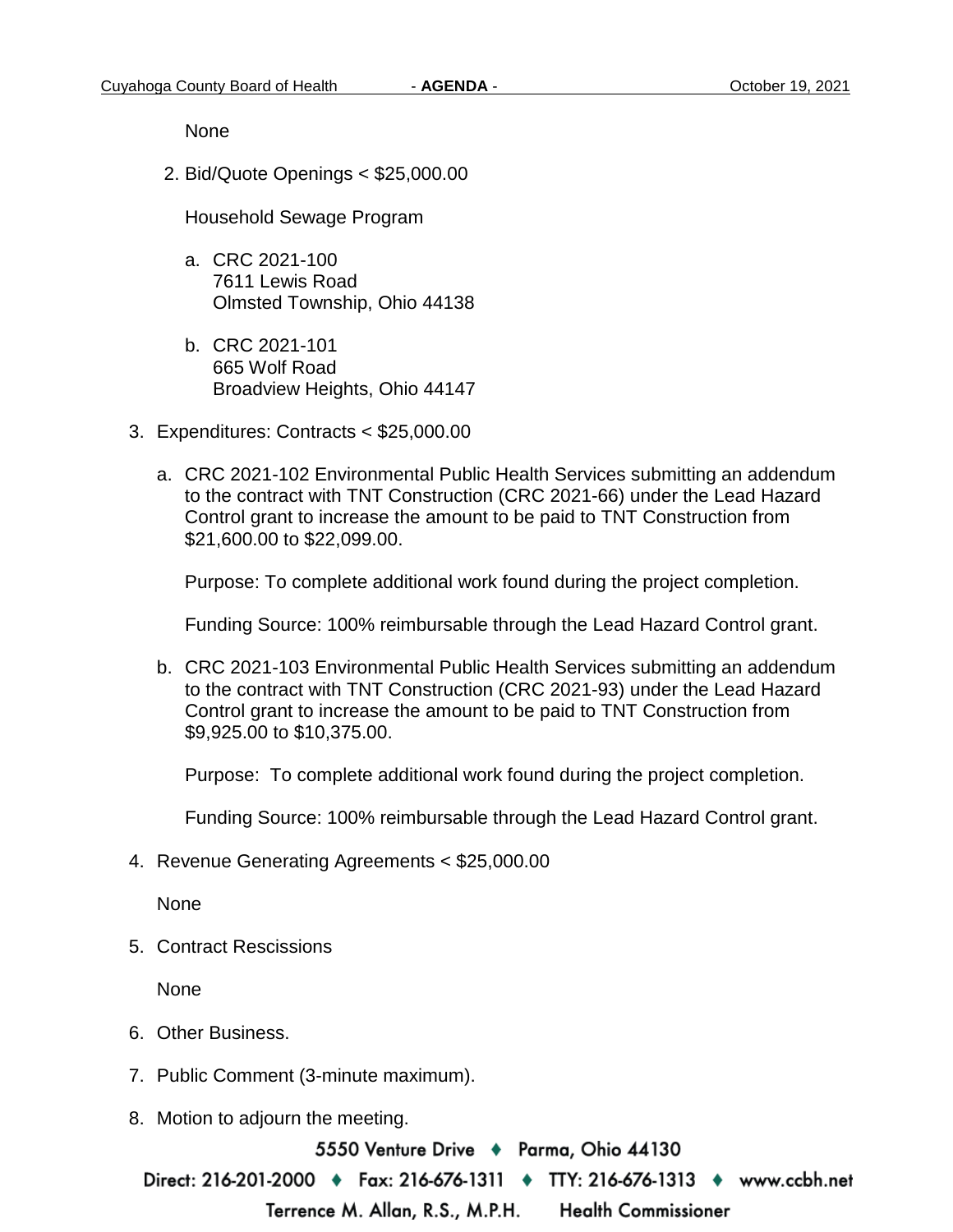None

2. Bid/Quote Openings < $25,000.00

   Household Sewage Program

   a. CRC 2021-100
      7611 Lewis Road
      Olmsted Township, Ohio 44138

   b. CRC 2021-101
      665 Wolf Road
      Broadview Heights, Ohio 44147

3. Expenditures: Contracts < $25,000.00

   a. CRC 2021-102 Environmental Public Health Services submitting an addendum to the contract with TNT Construction (CRC 2021-66) under the Lead Hazard Control grant to increase the amount to be paid to TNT Construction from $21,600.00 to $22,099.00.

      Purpose: To complete additional work found during the project completion.

      Funding Source: 100% reimbursable through the Lead Hazard Control grant.

   b. CRC 2021-103 Environmental Public Health Services submitting an addendum to the contract with TNT Construction (CRC 2021-93) under the Lead Hazard Control grant to increase the amount to be paid to TNT Construction from $9,925.00 to $10,375.00.

      Purpose: To complete additional work found during the project completion.

      Funding Source: 100% reimbursable through the Lead Hazard Control grant.

4. Revenue Generating Agreements < $25,000.00

   None

5. Contract Rescissions

   None

6. Other Business.

7. Public Comment (3-minute maximum).

8. Motion to adjourn the meeting.